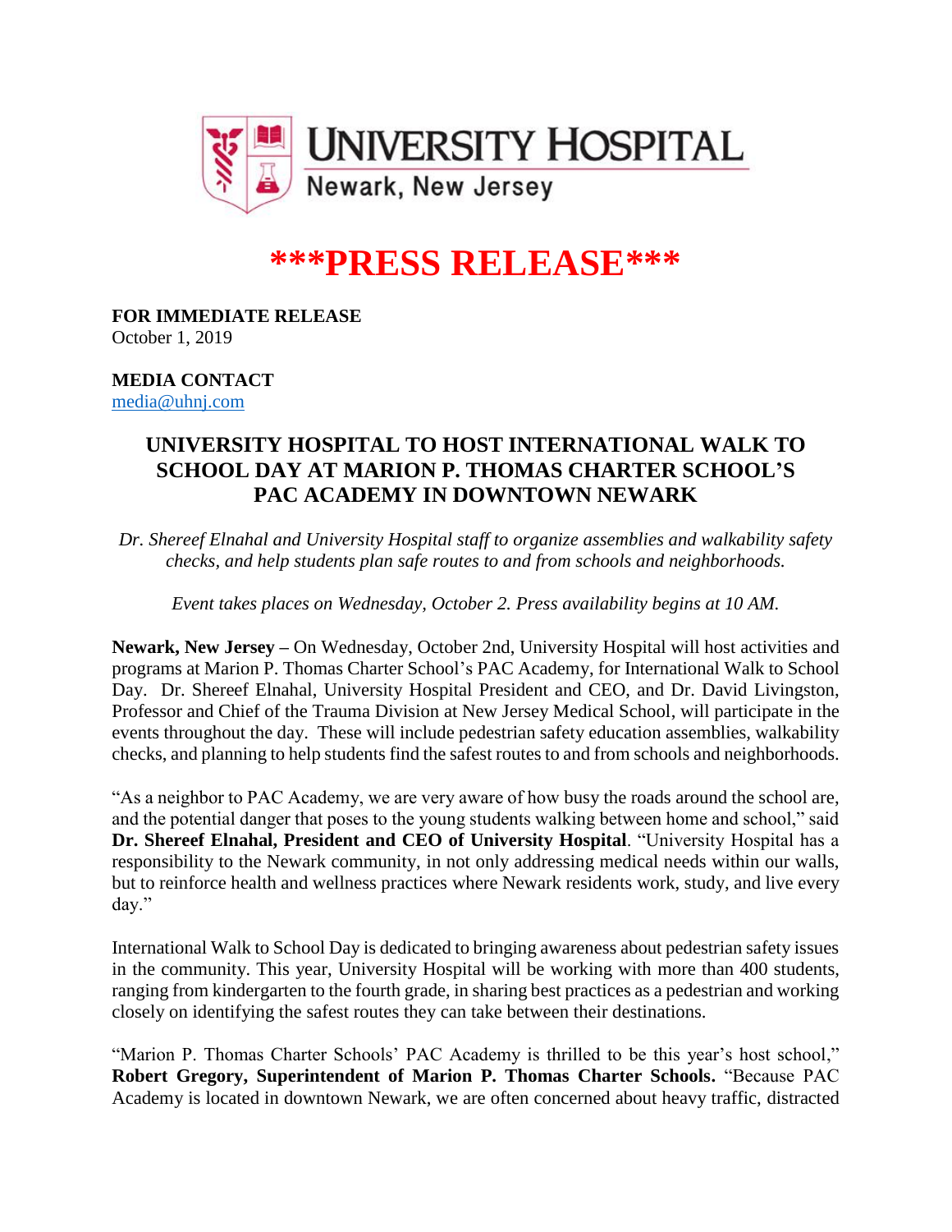UNIVERSITY HOSPITAL
Newark, New Jersey

# ***PRESS RELEASE***

**FOR IMMEDIATE RELEASE**
October 1, 2019

**MEDIA CONTACT**
media@uhnj.com

## UNIVERSITY HOSPITAL TO HOST INTERNATIONAL WALK TO SCHOOL DAY AT MARION P. THOMAS CHARTER SCHOOL'S PAC ACADEMY IN DOWNTOWN NEWARK

*Dr. Shereef Elnahal and University Hospital staff to organize assemblies and walkability safety checks, and help students plan safe routes to and from schools and neighborhoods.*

*Event takes places on Wednesday, October 2. Press availability begins at 10 AM.*

**Newark, New Jersey –** On Wednesday, October 2nd, University Hospital will host activities and programs at Marion P. Thomas Charter School's PAC Academy, for International Walk to School Day. Dr. Shereef Elnahal, University Hospital President and CEO, and Dr. David Livingston, Professor and Chief of the Trauma Division at New Jersey Medical School, will participate in the events throughout the day. These will include pedestrian safety education assemblies, walkability checks, and planning to help students find the safest routes to and from schools and neighborhoods.

"As a neighbor to PAC Academy, we are very aware of how busy the roads around the school are, and the potential danger that poses to the young students walking between home and school," said **Dr. Shereef Elnahal, President and CEO of University Hospital**. "University Hospital has a responsibility to the Newark community, in not only addressing medical needs within our walls, but to reinforce health and wellness practices where Newark residents work, study, and live every day."

International Walk to School Day is dedicated to bringing awareness about pedestrian safety issues in the community. This year, University Hospital will be working with more than 400 students, ranging from kindergarten to the fourth grade, in sharing best practices as a pedestrian and working closely on identifying the safest routes they can take between their destinations.

"Marion P. Thomas Charter Schools' PAC Academy is thrilled to be this year's host school," **Robert Gregory, Superintendent of Marion P. Thomas Charter Schools.** "Because PAC Academy is located in downtown Newark, we are often concerned about heavy traffic, distracted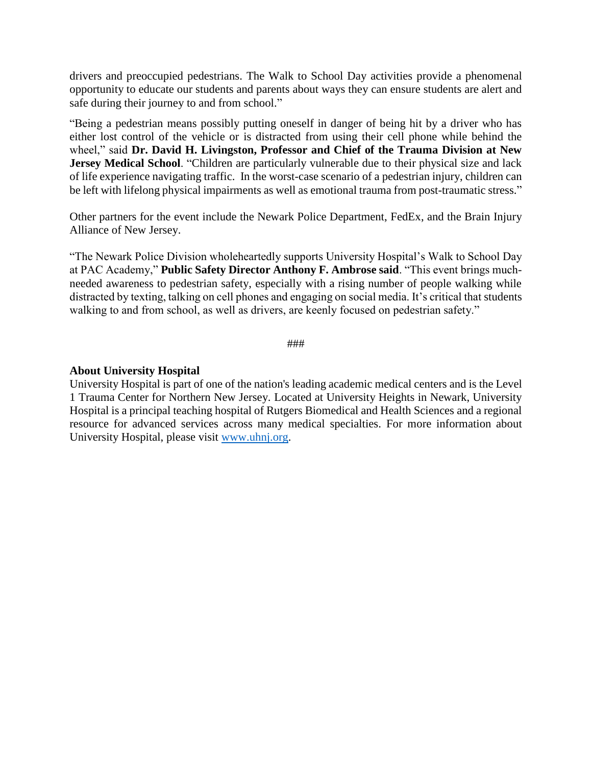drivers and preoccupied pedestrians. The Walk to School Day activities provide a phenomenal opportunity to educate our students and parents about ways they can ensure students are alert and safe during their journey to and from school."

"Being a pedestrian means possibly putting oneself in danger of being hit by a driver who has either lost control of the vehicle or is distracted from using their cell phone while behind the wheel," said **Dr. David H. Livingston, Professor and Chief of the Trauma Division at New Jersey Medical School**. "Children are particularly vulnerable due to their physical size and lack of life experience navigating traffic. In the worst-case scenario of a pedestrian injury, children can be left with lifelong physical impairments as well as emotional trauma from post-traumatic stress."

Other partners for the event include the Newark Police Department, FedEx, and the Brain Injury Alliance of New Jersey.

"The Newark Police Division wholeheartedly supports University Hospital's Walk to School Day at PAC Academy," **Public Safety Director Anthony F. Ambrose said**. "This event brings much-needed awareness to pedestrian safety, especially with a rising number of people walking while distracted by texting, talking on cell phones and engaging on social media. It's critical that students walking to and from school, as well as drivers, are keenly focused on pedestrian safety."

###

**About University Hospital**
University Hospital is part of one of the nation's leading academic medical centers and is the Level 1 Trauma Center for Northern New Jersey. Located at University Heights in Newark, University Hospital is a principal teaching hospital of Rutgers Biomedical and Health Sciences and a regional resource for advanced services across many medical specialties. For more information about University Hospital, please visit [www.uhnj.org](http://www.uhnj.org).